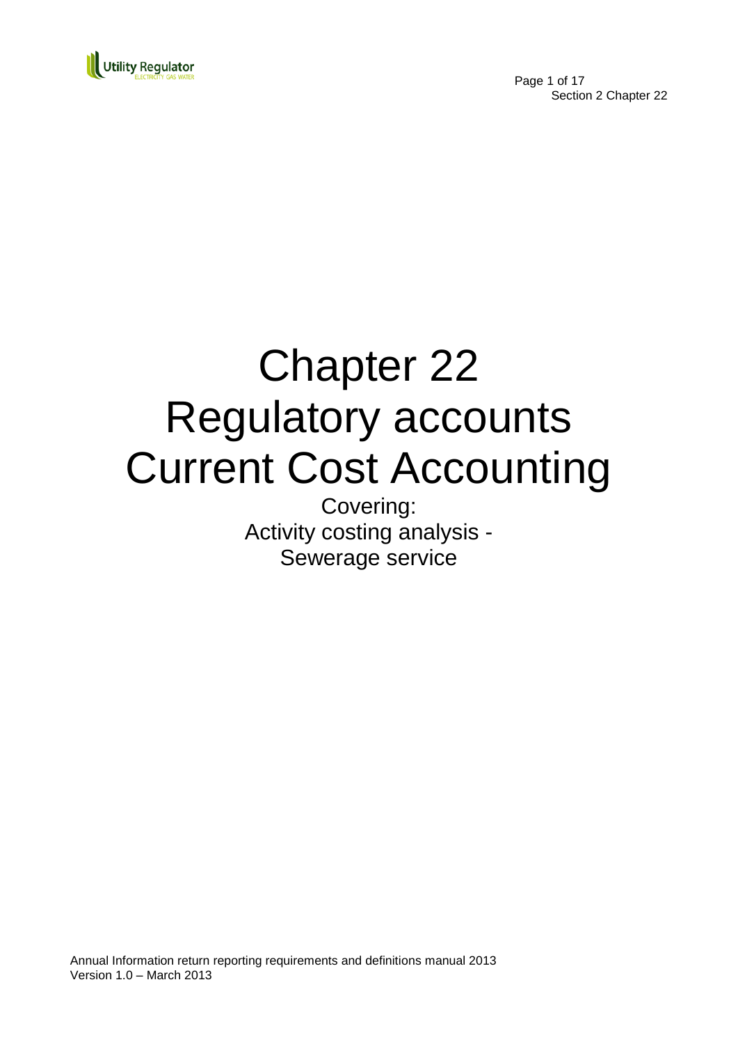# Chapter 22
# Regulatory accounts
# Current Cost Accounting

Covering:
Activity costing analysis -
Sewerage service

Annual Information return reporting requirements and definitions manual 2013
Version 1.0 – March 2013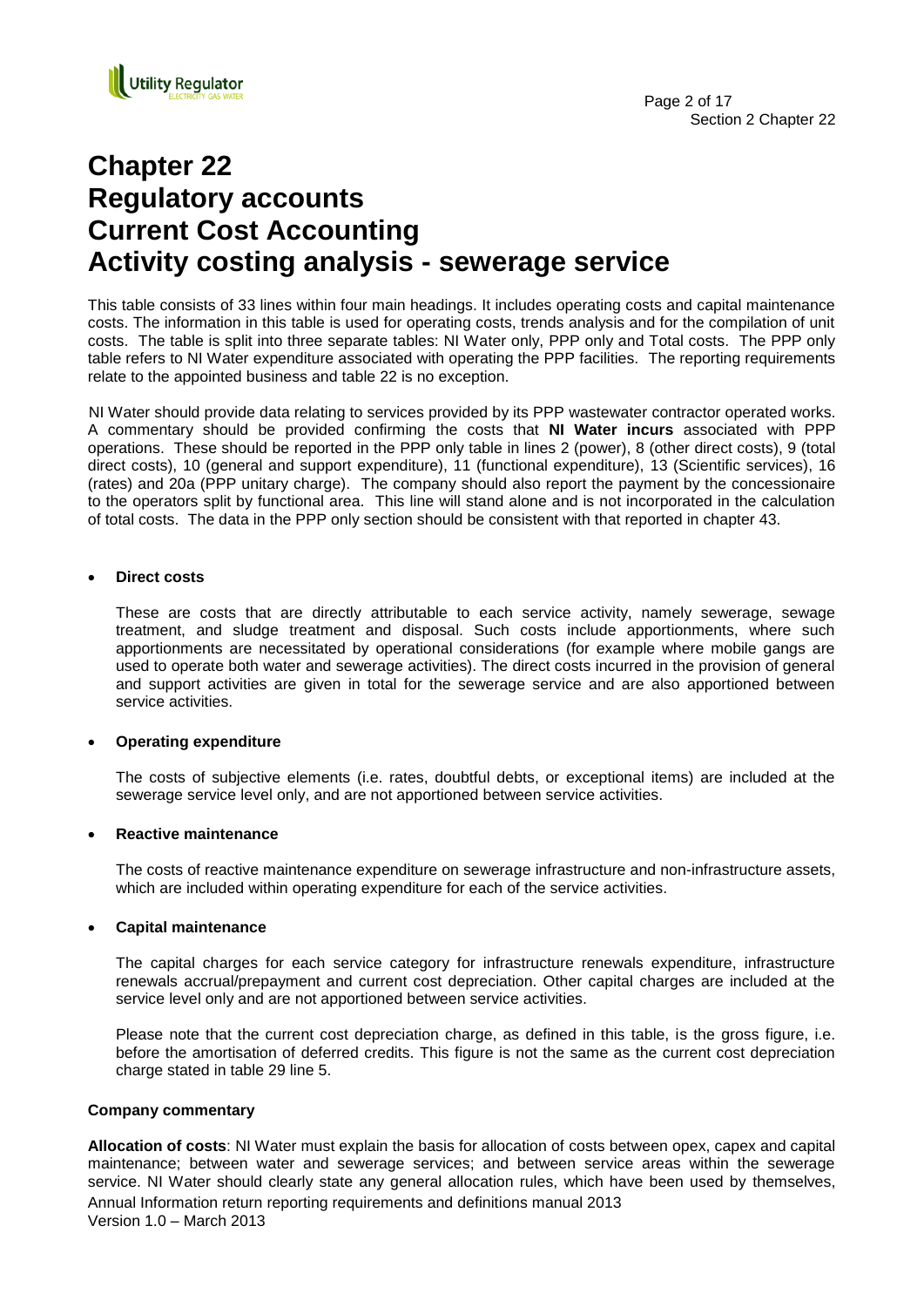# Chapter 22 Regulatory accounts Current Cost Accounting Activity costing analysis - sewerage service

This table consists of 33 lines within four main headings. It includes operating costs and capital maintenance costs. The information in this table is used for operating costs, trends analysis and for the compilation of unit costs. The table is split into three separate tables: NI Water only, PPP only and Total costs. The PPP only table refers to NI Water expenditure associated with operating the PPP facilities. The reporting requirements relate to the appointed business and table 22 is no exception.

NI Water should provide data relating to services provided by its PPP wastewater contractor operated works. A commentary should be provided confirming the costs that **NI Water incurs** associated with PPP operations. These should be reported in the PPP only table in lines 2 (power), 8 (other direct costs), 9 (total direct costs), 10 (general and support expenditure), 11 (functional expenditure), 13 (Scientific services), 16 (rates) and 20a (PPP unitary charge). The company should also report the payment by the concessionaire to the operators split by functional area. This line will stand alone and is not incorporated in the calculation of total costs. The data in the PPP only section should be consistent with that reported in chapter 43.

- **Direct costs**

  These are costs that are directly attributable to each service activity, namely sewerage, sewage treatment, and sludge treatment and disposal. Such costs include apportionments, where such apportionments are necessitated by operational considerations (for example where mobile gangs are used to operate both water and sewerage activities). The direct costs incurred in the provision of general and support activities are given in total for the sewerage service and are also apportioned between service activities.

- **Operating expenditure**

  The costs of subjective elements (i.e. rates, doubtful debts, or exceptional items) are included at the sewerage service level only, and are not apportioned between service activities.

- **Reactive maintenance**

  The costs of reactive maintenance expenditure on sewerage infrastructure and non-infrastructure assets, which are included within operating expenditure for each of the service activities.

- **Capital maintenance**

  The capital charges for each service category for infrastructure renewals expenditure, infrastructure renewals accrual/prepayment and current cost depreciation. Other capital charges are included at the service level only and are not apportioned between service activities.

  Please note that the current cost depreciation charge, as defined in this table, is the gross figure, i.e. before the amortisation of deferred credits. This figure is not the same as the current cost depreciation charge stated in table 29 line 5.

**Company commentary**

**Allocation of costs**: NI Water must explain the basis for allocation of costs between opex, capex and capital maintenance; between water and sewerage services; and between service areas within the sewerage service. NI Water should clearly state any general allocation rules, which have been used by themselves,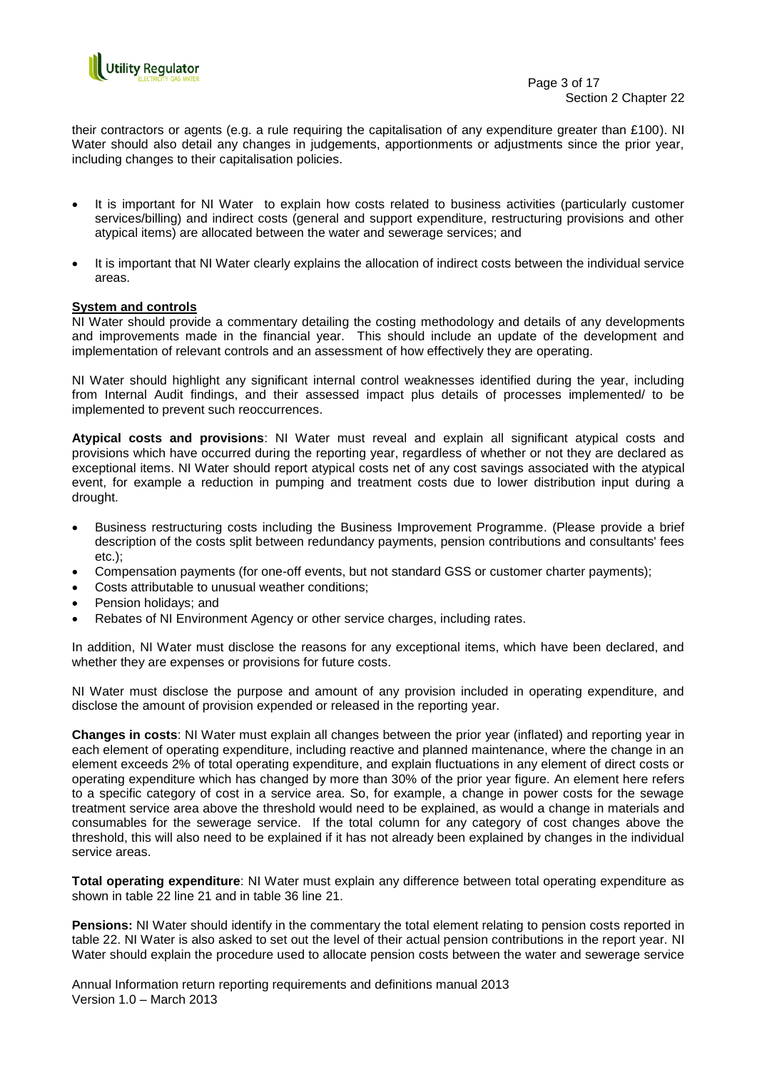their contractors or agents (e.g. a rule requiring the capitalisation of any expenditure greater than £100). NI Water should also detail any changes in judgements, apportionments or adjustments since the prior year, including changes to their capitalisation policies.

- It is important for NI Water to explain how costs related to business activities (particularly customer services/billing) and indirect costs (general and support expenditure, restructuring provisions and other atypical items) are allocated between the water and sewerage services; and
- It is important that NI Water clearly explains the allocation of indirect costs between the individual service areas.

**System and controls**

NI Water should provide a commentary detailing the costing methodology and details of any developments and improvements made in the financial year. This should include an update of the development and implementation of relevant controls and an assessment of how effectively they are operating.

NI Water should highlight any significant internal control weaknesses identified during the year, including from Internal Audit findings, and their assessed impact plus details of processes implemented/ to be implemented to prevent such reoccurrences.

**Atypical costs and provisions**: NI Water must reveal and explain all significant atypical costs and provisions which have occurred during the reporting year, regardless of whether or not they are declared as exceptional items. NI Water should report atypical costs net of any cost savings associated with the atypical event, for example a reduction in pumping and treatment costs due to lower distribution input during a drought.

- Business restructuring costs including the Business Improvement Programme. (Please provide a brief description of the costs split between redundancy payments, pension contributions and consultants' fees etc.);
- Compensation payments (for one-off events, but not standard GSS or customer charter payments);
- Costs attributable to unusual weather conditions;
- Pension holidays; and
- Rebates of NI Environment Agency or other service charges, including rates.

In addition, NI Water must disclose the reasons for any exceptional items, which have been declared, and whether they are expenses or provisions for future costs.

NI Water must disclose the purpose and amount of any provision included in operating expenditure, and disclose the amount of provision expended or released in the reporting year.

**Changes in costs**: NI Water must explain all changes between the prior year (inflated) and reporting year in each element of operating expenditure, including reactive and planned maintenance, where the change in an element exceeds 2% of total operating expenditure, and explain fluctuations in any element of direct costs or operating expenditure which has changed by more than 30% of the prior year figure. An element here refers to a specific category of cost in a service area. So, for example, a change in power costs for the sewage treatment service area above the threshold would need to be explained, as would a change in materials and consumables for the sewerage service. If the total column for any category of cost changes above the threshold, this will also need to be explained if it has not already been explained by changes in the individual service areas.

**Total operating expenditure**: NI Water must explain any difference between total operating expenditure as shown in table 22 line 21 and in table 36 line 21.

**Pensions:** NI Water should identify in the commentary the total element relating to pension costs reported in table 22. NI Water is also asked to set out the level of their actual pension contributions in the report year. NI Water should explain the procedure used to allocate pension costs between the water and sewerage service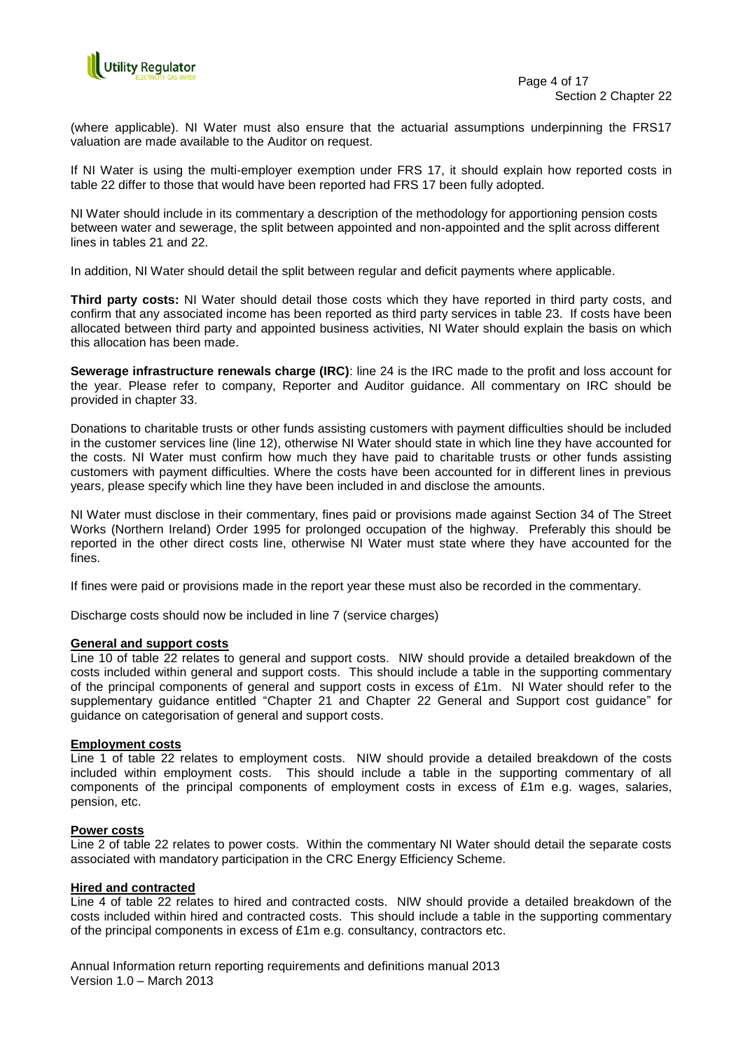(where applicable). NI Water must also ensure that the actuarial assumptions underpinning the FRS17 valuation are made available to the Auditor on request.

If NI Water is using the multi-employer exemption under FRS 17, it should explain how reported costs in table 22 differ to those that would have been reported had FRS 17 been fully adopted.

NI Water should include in its commentary a description of the methodology for apportioning pension costs between water and sewerage, the split between appointed and non-appointed and the split across different lines in tables 21 and 22.

In addition, NI Water should detail the split between regular and deficit payments where applicable.

**Third party costs:** NI Water should detail those costs which they have reported in third party costs, and confirm that any associated income has been reported as third party services in table 23. If costs have been allocated between third party and appointed business activities, NI Water should explain the basis on which this allocation has been made.

**Sewerage infrastructure renewals charge (IRC)**: line 24 is the IRC made to the profit and loss account for the year. Please refer to company, Reporter and Auditor guidance. All commentary on IRC should be provided in chapter 33.

Donations to charitable trusts or other funds assisting customers with payment difficulties should be included in the customer services line (line 12), otherwise NI Water should state in which line they have accounted for the costs. NI Water must confirm how much they have paid to charitable trusts or other funds assisting customers with payment difficulties. Where the costs have been accounted for in different lines in previous years, please specify which line they have been included in and disclose the amounts.

NI Water must disclose in their commentary, fines paid or provisions made against Section 34 of The Street Works (Northern Ireland) Order 1995 for prolonged occupation of the highway. Preferably this should be reported in the other direct costs line, otherwise NI Water must state where they have accounted for the fines.

If fines were paid or provisions made in the report year these must also be recorded in the commentary.

Discharge costs should now be included in line 7 (service charges)

**General and support costs**

Line 10 of table 22 relates to general and support costs. NIW should provide a detailed breakdown of the costs included within general and support costs. This should include a table in the supporting commentary of the principal components of general and support costs in excess of £1m. NI Water should refer to the supplementary guidance entitled "Chapter 21 and Chapter 22 General and Support cost guidance" for guidance on categorisation of general and support costs.

**Employment costs**

Line 1 of table 22 relates to employment costs. NIW should provide a detailed breakdown of the costs included within employment costs. This should include a table in the supporting commentary of all components of the principal components of employment costs in excess of £1m e.g. wages, salaries, pension, etc.

**Power costs**

Line 2 of table 22 relates to power costs. Within the commentary NI Water should detail the separate costs associated with mandatory participation in the CRC Energy Efficiency Scheme.

**Hired and contracted**

Line 4 of table 22 relates to hired and contracted costs. NIW should provide a detailed breakdown of the costs included within hired and contracted costs. This should include a table in the supporting commentary of the principal components in excess of £1m e.g. consultancy, contractors etc.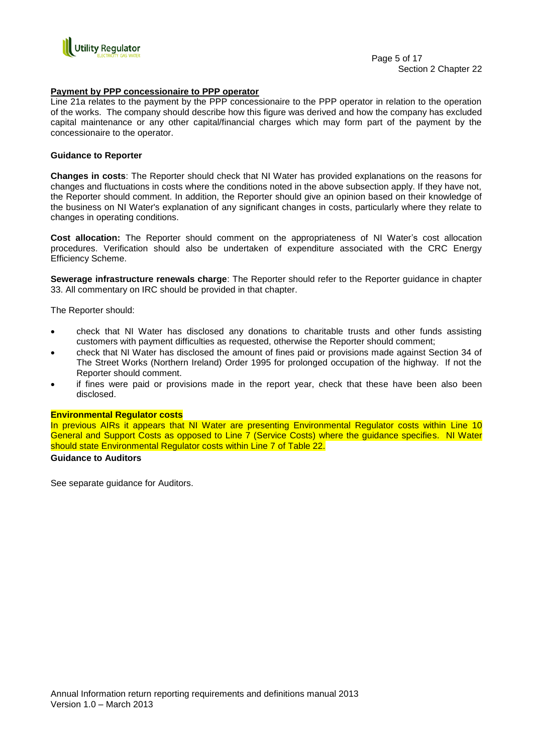**Payment by PPP concessionaire to PPP operator**

Line 21a relates to the payment by the PPP concessionaire to the PPP operator in relation to the operation of the works. The company should describe how this figure was derived and how the company has excluded capital maintenance or any other capital/financial charges which may form part of the payment by the concessionaire to the operator.

**Guidance to Reporter**

**Changes in costs**: The Reporter should check that NI Water has provided explanations on the reasons for changes and fluctuations in costs where the conditions noted in the above subsection apply. If they have not, the Reporter should comment. In addition, the Reporter should give an opinion based on their knowledge of the business on NI Water's explanation of any significant changes in costs, particularly where they relate to changes in operating conditions.

**Cost allocation:** The Reporter should comment on the appropriateness of NI Water's cost allocation procedures. Verification should also be undertaken of expenditure associated with the CRC Energy Efficiency Scheme.

**Sewerage infrastructure renewals charge**: The Reporter should refer to the Reporter guidance in chapter 33. All commentary on IRC should be provided in that chapter.

The Reporter should:

- check that NI Water has disclosed any donations to charitable trusts and other funds assisting customers with payment difficulties as requested, otherwise the Reporter should comment;
- check that NI Water has disclosed the amount of fines paid or provisions made against Section 34 of The Street Works (Northern Ireland) Order 1995 for prolonged occupation of the highway. If not the Reporter should comment.
- if fines were paid or provisions made in the report year, check that these have also been disclosed.

**Environmental Regulator costs**

In previous AIRs it appears that NI Water are presenting Environmental Regulator costs within Line 10 General and Support Costs as opposed to Line 7 (Service Costs) where the guidance specifies. NI Water should state Environmental Regulator costs within Line 7 of Table 22.

**Guidance to Auditors**

See separate guidance for Auditors.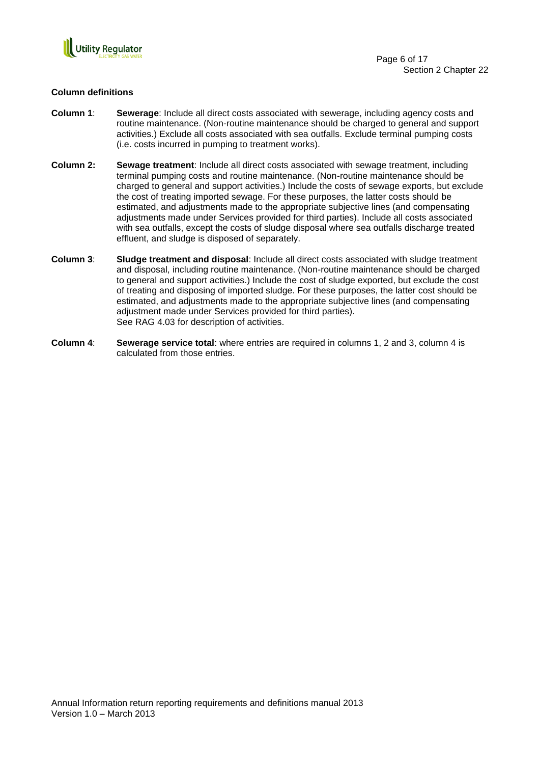**Column definitions**

**Column 1**: **Sewerage**: Include all direct costs associated with sewerage, including agency costs and routine maintenance. (Non-routine maintenance should be charged to general and support activities.) Exclude all costs associated with sea outfalls. Exclude terminal pumping costs (i.e. costs incurred in pumping to treatment works).

**Column 2:** **Sewage treatment**: Include all direct costs associated with sewage treatment, including terminal pumping costs and routine maintenance. (Non-routine maintenance should be charged to general and support activities.) Include the costs of sewage exports, but exclude the cost of treating imported sewage. For these purposes, the latter costs should be estimated, and adjustments made to the appropriate subjective lines (and compensating adjustments made under Services provided for third parties). Include all costs associated with sea outfalls, except the costs of sludge disposal where sea outfalls discharge treated effluent, and sludge is disposed of separately.

**Column 3**: **Sludge treatment and disposal**: Include all direct costs associated with sludge treatment and disposal, including routine maintenance. (Non-routine maintenance should be charged to general and support activities.) Include the cost of sludge exported, but exclude the cost of treating and disposing of imported sludge. For these purposes, the latter cost should be estimated, and adjustments made to the appropriate subjective lines (and compensating adjustment made under Services provided for third parties).
See RAG 4.03 for description of activities.

**Column 4**: **Sewerage service total**: where entries are required in columns 1, 2 and 3, column 4 is calculated from those entries.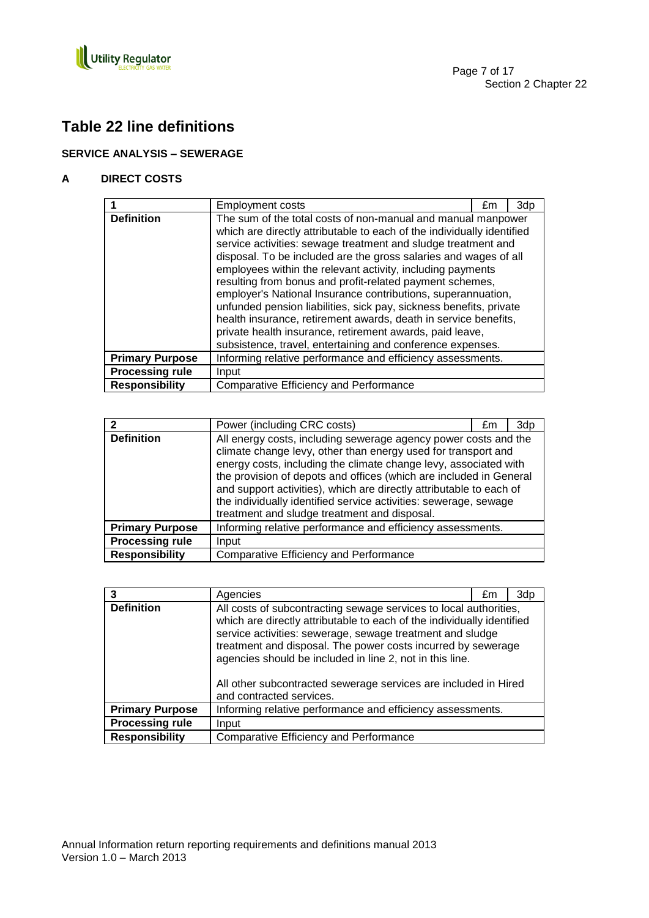# Table 22 line definitions

**SERVICE ANALYSIS – SEWERAGE**

**A DIRECT COSTS**

| 1 | Employment costs | £m | 3dp |
|---|---|---|---|
| **Definition** | The sum of the total costs of non-manual and manual manpower which are directly attributable to each of the individually identified service activities: sewage treatment and sludge treatment and disposal. To be included are the gross salaries and wages of all employees within the relevant activity, including payments resulting from bonus and profit-related payment schemes, employer's National Insurance contributions, superannuation, unfunded pension liabilities, sick pay, sickness benefits, private health insurance, retirement awards, death in service benefits, private health insurance, retirement awards, paid leave, subsistence, travel, entertaining and conference expenses. | | |
| **Primary Purpose** | Informing relative performance and efficiency assessments. | | |
| **Processing rule** | Input | | |
| **Responsibility** | Comparative Efficiency and Performance | | |

| 2 | Power (including CRC costs) | £m | 3dp |
|---|---|---|---|
| **Definition** | All energy costs, including sewerage agency power costs and the climate change levy, other than energy used for transport and energy costs, including the climate change levy, associated with the provision of depots and offices (which are included in General and support activities), which are directly attributable to each of the individually identified service activities: sewerage, sewage treatment and sludge treatment and disposal. | | |
| **Primary Purpose** | Informing relative performance and efficiency assessments. | | |
| **Processing rule** | Input | | |
| **Responsibility** | Comparative Efficiency and Performance | | |

| 3 | Agencies | £m | 3dp |
|---|---|---|---|
| **Definition** | All costs of subcontracting sewage services to local authorities, which are directly attributable to each of the individually identified service activities: sewerage, sewage treatment and sludge treatment and disposal. The power costs incurred by sewerage agencies should be included in line 2, not in this line.<br><br>All other subcontracted sewerage services are included in Hired and contracted services. | | |
| **Primary Purpose** | Informing relative performance and efficiency assessments. | | |
| **Processing rule** | Input | | |
| **Responsibility** | Comparative Efficiency and Performance | | |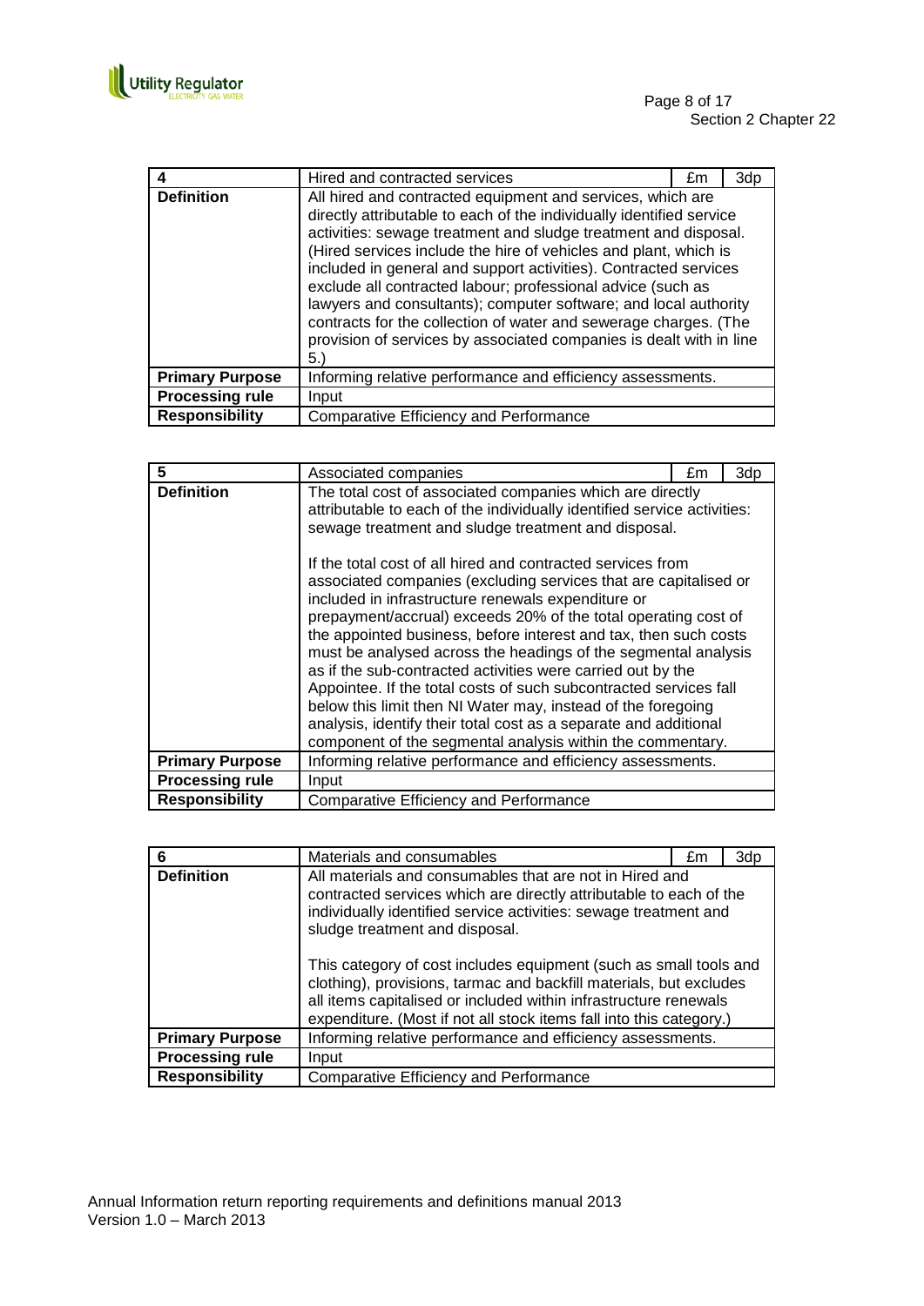| 4 | Hired and contracted services | £m | 3dp |
|---|---|---|---|
| **Definition** | All hired and contracted equipment and services, which are directly attributable to each of the individually identified service activities: sewage treatment and sludge treatment and disposal. (Hired services include the hire of vehicles and plant, which is included in general and support activities). Contracted services exclude all contracted labour; professional advice (such as lawyers and consultants); computer software; and local authority contracts for the collection of water and sewerage charges. (The provision of services by associated companies is dealt with in line 5.) | | |
| **Primary Purpose** | Informing relative performance and efficiency assessments. | | |
| **Processing rule** | Input | | |
| **Responsibility** | Comparative Efficiency and Performance | | |

| 5 | Associated companies | £m | 3dp |
|---|---|---|---|
| **Definition** | The total cost of associated companies which are directly attributable to each of the individually identified service activities: sewage treatment and sludge treatment and disposal.<br><br>If the total cost of all hired and contracted services from associated companies (excluding services that are capitalised or included in infrastructure renewals expenditure or prepayment/accrual) exceeds 20% of the total operating cost of the appointed business, before interest and tax, then such costs must be analysed across the headings of the segmental analysis as if the sub-contracted activities were carried out by the Appointee. If the total costs of such subcontracted services fall below this limit then NI Water may, instead of the foregoing analysis, identify their total cost as a separate and additional component of the segmental analysis within the commentary. | | |
| **Primary Purpose** | Informing relative performance and efficiency assessments. | | |
| **Processing rule** | Input | | |
| **Responsibility** | Comparative Efficiency and Performance | | |

| 6 | Materials and consumables | £m | 3dp |
|---|---|---|---|
| **Definition** | All materials and consumables that are not in Hired and contracted services which are directly attributable to each of the individually identified service activities: sewage treatment and sludge treatment and disposal.<br><br>This category of cost includes equipment (such as small tools and clothing), provisions, tarmac and backfill materials, but excludes all items capitalised or included within infrastructure renewals expenditure. (Most if not all stock items fall into this category.) | | |
| **Primary Purpose** | Informing relative performance and efficiency assessments. | | |
| **Processing rule** | Input | | |
| **Responsibility** | Comparative Efficiency and Performance | | |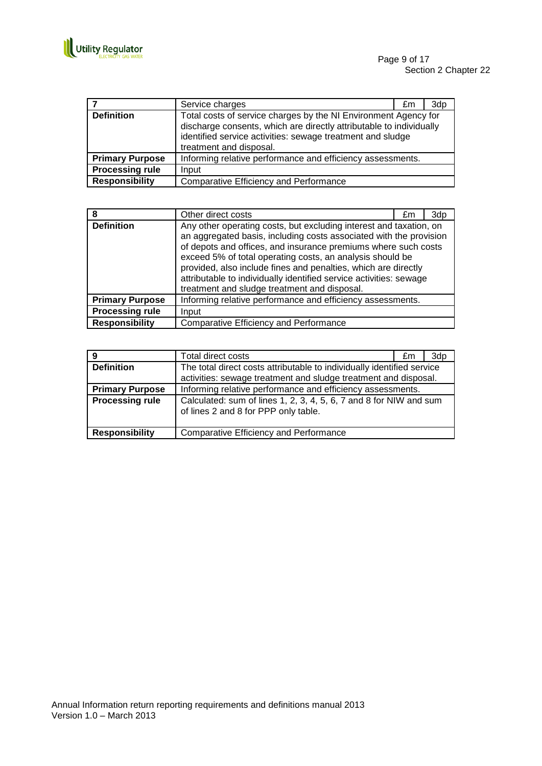| 7 | Service charges | £m | 3dp |
|---|---|---|---|
| **Definition** | Total costs of service charges by the NI Environment Agency for discharge consents, which are directly attributable to individually identified service activities: sewage treatment and sludge treatment and disposal. | | |
| **Primary Purpose** | Informing relative performance and efficiency assessments. | | |
| **Processing rule** | Input | | |
| **Responsibility** | Comparative Efficiency and Performance | | |

| 8 | Other direct costs | £m | 3dp |
|---|---|---|---|
| **Definition** | Any other operating costs, but excluding interest and taxation, on an aggregated basis, including costs associated with the provision of depots and offices, and insurance premiums where such costs exceed 5% of total operating costs, an analysis should be provided, also include fines and penalties, which are directly attributable to individually identified service activities: sewage treatment and sludge treatment and disposal. | | |
| **Primary Purpose** | Informing relative performance and efficiency assessments. | | |
| **Processing rule** | Input | | |
| **Responsibility** | Comparative Efficiency and Performance | | |

| 9 | Total direct costs | £m | 3dp |
|---|---|---|---|
| **Definition** | The total direct costs attributable to individually identified service activities: sewage treatment and sludge treatment and disposal. | | |
| **Primary Purpose** | Informing relative performance and efficiency assessments. | | |
| **Processing rule** | Calculated: sum of lines 1, 2, 3, 4, 5, 6, 7 and 8 for NIW and sum of lines 2 and 8 for PPP only table. | | |
| **Responsibility** | Comparative Efficiency and Performance | | |

Annual Information return reporting requirements and definitions manual 2013
Version 1.0 – March 2013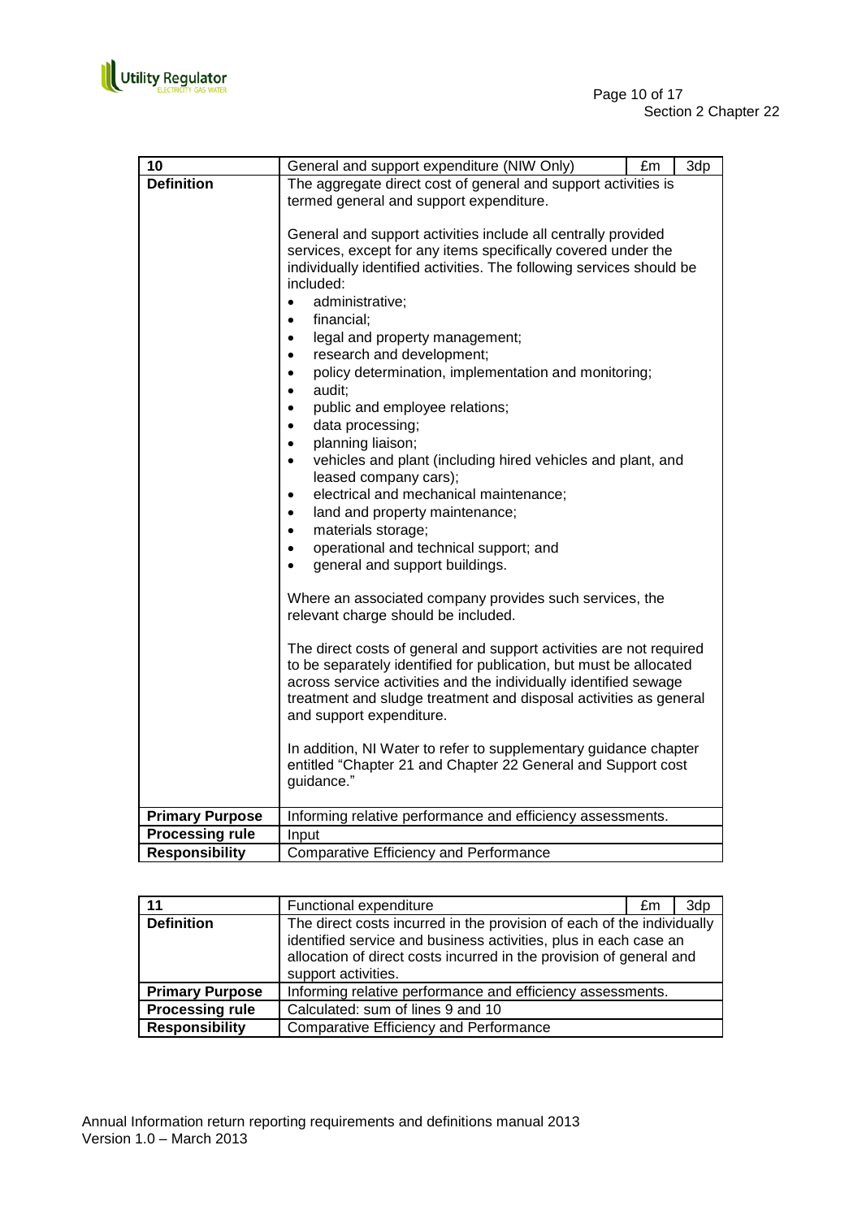| 10 | General and support expenditure (NIW Only) | £m | 3dp |
|---|---|---|---|
| **Definition** | The aggregate direct cost of general and support activities is termed general and support expenditure.<br><br>General and support activities include all centrally provided services, except for any items specifically covered under the individually identified activities. The following services should be included:<br>• administrative;<br>• financial;<br>• legal and property management;<br>• research and development;<br>• policy determination, implementation and monitoring;<br>• audit;<br>• public and employee relations;<br>• data processing;<br>• planning liaison;<br>• vehicles and plant (including hired vehicles and plant, and leased company cars);<br>• electrical and mechanical maintenance;<br>• land and property maintenance;<br>• materials storage;<br>• operational and technical support; and<br>• general and support buildings.<br><br>Where an associated company provides such services, the relevant charge should be included.<br><br>The direct costs of general and support activities are not required to be separately identified for publication, but must be allocated across service activities and the individually identified sewage treatment and sludge treatment and disposal activities as general and support expenditure.<br><br>In addition, NI Water to refer to supplementary guidance chapter entitled "Chapter 21 and Chapter 22 General and Support cost guidance." | | |
| **Primary Purpose** | Informing relative performance and efficiency assessments. | | |
| **Processing rule** | Input | | |
| **Responsibility** | Comparative Efficiency and Performance | | |

| 11 | Functional expenditure | £m | 3dp |
|---|---|---|---|
| **Definition** | The direct costs incurred in the provision of each of the individually identified service and business activities, plus in each case an allocation of direct costs incurred in the provision of general and support activities. | | |
| **Primary Purpose** | Informing relative performance and efficiency assessments. | | |
| **Processing rule** | Calculated: sum of lines 9 and 10 | | |
| **Responsibility** | Comparative Efficiency and Performance | | |

Annual Information return reporting requirements and definitions manual 2013
Version 1.0 – March 2013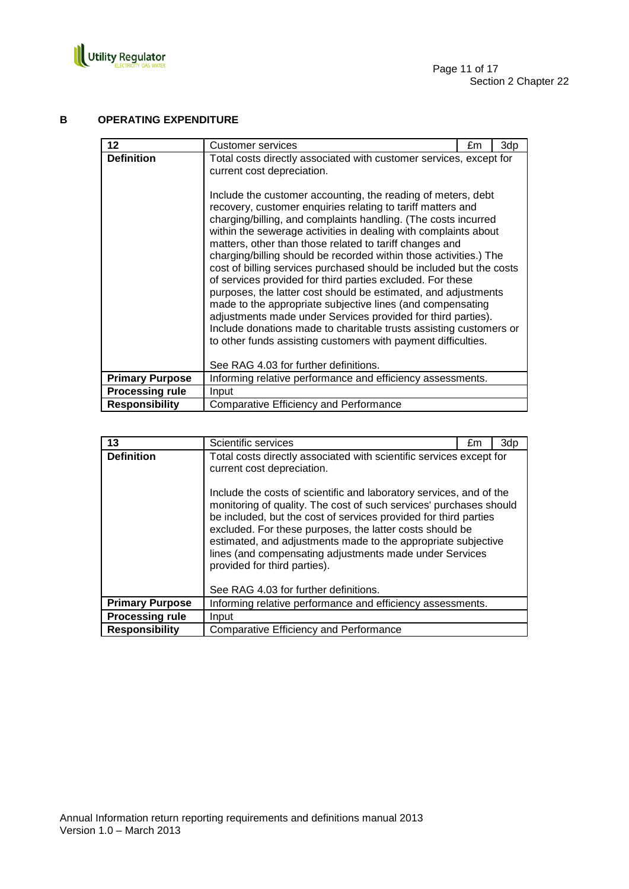## B OPERATING EXPENDITURE

| 12 | Customer services | £m | 3dp |
|---|---|---|---|
| **Definition** | Total costs directly associated with customer services, except for current cost depreciation.<br><br>Include the customer accounting, the reading of meters, debt recovery, customer enquiries relating to tariff matters and charging/billing, and complaints handling. (The costs incurred within the sewerage activities in dealing with complaints about matters, other than those related to tariff changes and charging/billing should be recorded within those activities.) The cost of billing services purchased should be included but the costs of services provided for third parties excluded. For these purposes, the latter cost should be estimated, and adjustments made to the appropriate subjective lines (and compensating adjustments made under Services provided for third parties). Include donations made to charitable trusts assisting customers or to other funds assisting customers with payment difficulties.<br><br>See RAG 4.03 for further definitions. | | |
| **Primary Purpose** | Informing relative performance and efficiency assessments. | | |
| **Processing rule** | Input | | |
| **Responsibility** | Comparative Efficiency and Performance | | |

| 13 | Scientific services | £m | 3dp |
|---|---|---|---|
| **Definition** | Total costs directly associated with scientific services except for current cost depreciation.<br><br>Include the costs of scientific and laboratory services, and of the monitoring of quality. The cost of such services' purchases should be included, but the cost of services provided for third parties excluded. For these purposes, the latter costs should be estimated, and adjustments made to the appropriate subjective lines (and compensating adjustments made under Services provided for third parties).<br><br>See RAG 4.03 for further definitions. | | |
| **Primary Purpose** | Informing relative performance and efficiency assessments. | | |
| **Processing rule** | Input | | |
| **Responsibility** | Comparative Efficiency and Performance | | |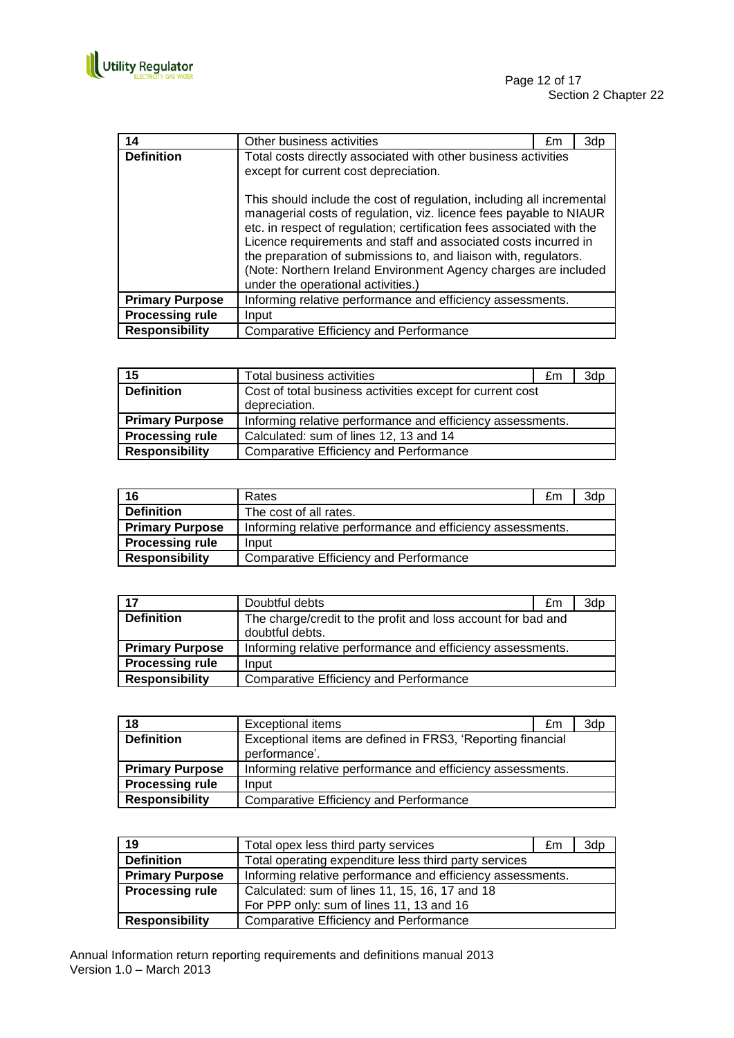| 14 | Other business activities | £m | 3dp |
|---|---|---|---|
| **Definition** | Total costs directly associated with other business activities except for current cost depreciation.<br><br>This should include the cost of regulation, including all incremental managerial costs of regulation, viz. licence fees payable to NIAUR etc. in respect of regulation; certification fees associated with the Licence requirements and staff and associated costs incurred in the preparation of submissions to, and liaison with, regulators. (Note: Northern Ireland Environment Agency charges are included under the operational activities.) | | |
| **Primary Purpose** | Informing relative performance and efficiency assessments. | | |
| **Processing rule** | Input | | |
| **Responsibility** | Comparative Efficiency and Performance | | |

| 15 | Total business activities | £m | 3dp |
|---|---|---|---|
| **Definition** | Cost of total business activities except for current cost depreciation. | | |
| **Primary Purpose** | Informing relative performance and efficiency assessments. | | |
| **Processing rule** | Calculated: sum of lines 12, 13 and 14 | | |
| **Responsibility** | Comparative Efficiency and Performance | | |

| 16 | Rates | £m | 3dp |
|---|---|---|---|
| **Definition** | The cost of all rates. | | |
| **Primary Purpose** | Informing relative performance and efficiency assessments. | | |
| **Processing rule** | Input | | |
| **Responsibility** | Comparative Efficiency and Performance | | |

| 17 | Doubtful debts | £m | 3dp |
|---|---|---|---|
| **Definition** | The charge/credit to the profit and loss account for bad and doubtful debts. | | |
| **Primary Purpose** | Informing relative performance and efficiency assessments. | | |
| **Processing rule** | Input | | |
| **Responsibility** | Comparative Efficiency and Performance | | |

| 18 | Exceptional items | £m | 3dp |
|---|---|---|---|
| **Definition** | Exceptional items are defined in FRS3, 'Reporting financial performance'. | | |
| **Primary Purpose** | Informing relative performance and efficiency assessments. | | |
| **Processing rule** | Input | | |
| **Responsibility** | Comparative Efficiency and Performance | | |

| 19 | Total opex less third party services | £m | 3dp |
|---|---|---|---|
| **Definition** | Total operating expenditure less third party services | | |
| **Primary Purpose** | Informing relative performance and efficiency assessments. | | |
| **Processing rule** | Calculated: sum of lines 11, 15, 16, 17 and 18<br>For PPP only: sum of lines 11, 13 and 16 | | |
| **Responsibility** | Comparative Efficiency and Performance | | |

Annual Information return reporting requirements and definitions manual 2013
Version 1.0 – March 2013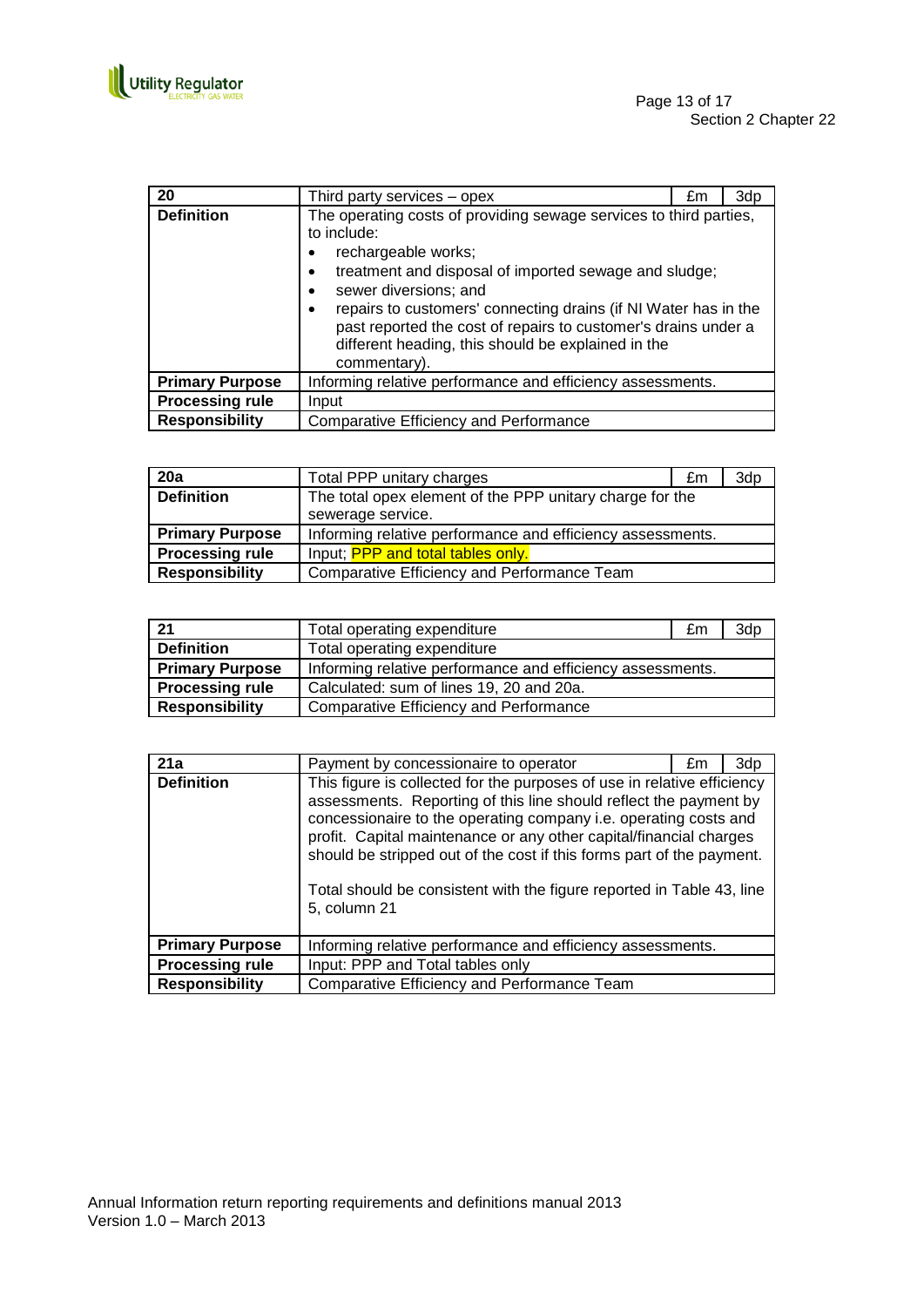| 20 | Third party services – opex | £m | 3dp |
|---|---|---|---|
| **Definition** | The operating costs of providing sewage services to third parties, to include:<br>• rechargeable works;<br>• treatment and disposal of imported sewage and sludge;<br>• sewer diversions; and<br>• repairs to customers' connecting drains (if NI Water has in the past reported the cost of repairs to customer's drains under a different heading, this should be explained in the commentary). | | |
| **Primary Purpose** | Informing relative performance and efficiency assessments. | | |
| **Processing rule** | Input | | |
| **Responsibility** | Comparative Efficiency and Performance | | |

| 20a | Total PPP unitary charges | £m | 3dp |
|---|---|---|---|
| **Definition** | The total opex element of the PPP unitary charge for the sewerage service. | | |
| **Primary Purpose** | Informing relative performance and efficiency assessments. | | |
| **Processing rule** | Input; PPP and total tables only. | | |
| **Responsibility** | Comparative Efficiency and Performance Team | | |

| 21 | Total operating expenditure | £m | 3dp |
|---|---|---|---|
| **Definition** | Total operating expenditure | | |
| **Primary Purpose** | Informing relative performance and efficiency assessments. | | |
| **Processing rule** | Calculated: sum of lines 19, 20 and 20a. | | |
| **Responsibility** | Comparative Efficiency and Performance | | |

| 21a | Payment by concessionaire to operator | £m | 3dp |
|---|---|---|---|
| **Definition** | This figure is collected for the purposes of use in relative efficiency assessments. Reporting of this line should reflect the payment by concessionaire to the operating company i.e. operating costs and profit. Capital maintenance or any other capital/financial charges should be stripped out of the cost if this forms part of the payment.<br><br>Total should be consistent with the figure reported in Table 43, line 5, column 21 | | |
| **Primary Purpose** | Informing relative performance and efficiency assessments. | | |
| **Processing rule** | Input: PPP and Total tables only | | |
| **Responsibility** | Comparative Efficiency and Performance Team | | |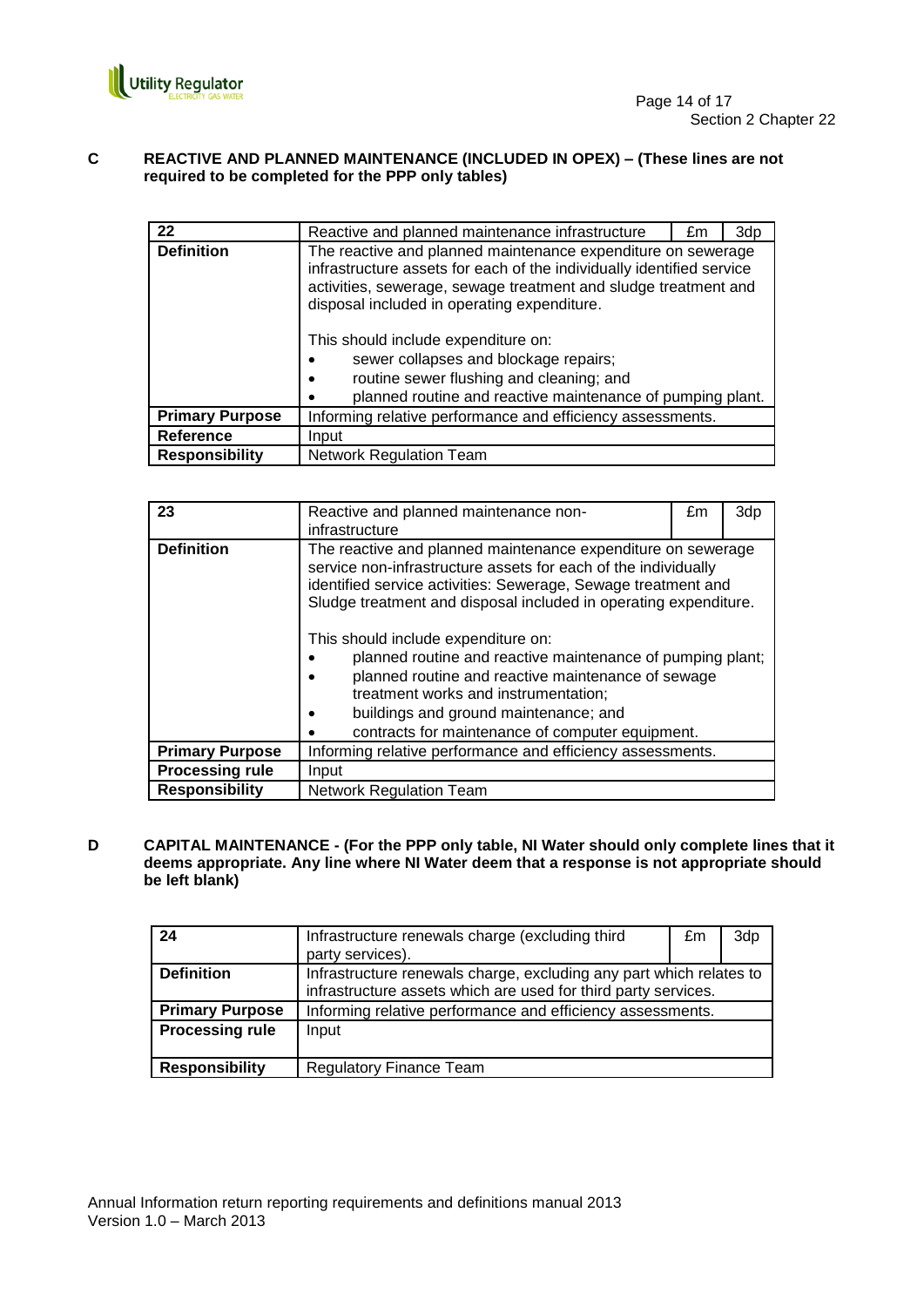**C REACTIVE AND PLANNED MAINTENANCE (INCLUDED IN OPEX) – (These lines are not required to be completed for the PPP only tables)**

| 22 | Reactive and planned maintenance infrastructure | £m | 3dp |
|---|---|---|---|
| **Definition** | The reactive and planned maintenance expenditure on sewerage infrastructure assets for each of the individually identified service activities, sewerage, sewage treatment and sludge treatment and disposal included in operating expenditure.<br><br>This should include expenditure on:<br>• sewer collapses and blockage repairs;<br>• routine sewer flushing and cleaning; and<br>• planned routine and reactive maintenance of pumping plant. | | |
| **Primary Purpose** | Informing relative performance and efficiency assessments. | | |
| **Reference** | Input | | |
| **Responsibility** | Network Regulation Team | | |

| 23 | Reactive and planned maintenance non-infrastructure | £m | 3dp |
|---|---|---|---|
| **Definition** | The reactive and planned maintenance expenditure on sewerage service non-infrastructure assets for each of the individually identified service activities: Sewerage, Sewage treatment and Sludge treatment and disposal included in operating expenditure.<br><br>This should include expenditure on:<br>• planned routine and reactive maintenance of pumping plant;<br>• planned routine and reactive maintenance of sewage treatment works and instrumentation;<br>• buildings and ground maintenance; and<br>• contracts for maintenance of computer equipment. | | |
| **Primary Purpose** | Informing relative performance and efficiency assessments. | | |
| **Processing rule** | Input | | |
| **Responsibility** | Network Regulation Team | | |

**D CAPITAL MAINTENANCE - (For the PPP only table, NI Water should only complete lines that it deems appropriate. Any line where NI Water deem that a response is not appropriate should be left blank)**

| 24 | Infrastructure renewals charge (excluding third party services). | £m | 3dp |
|---|---|---|---|
| **Definition** | Infrastructure renewals charge, excluding any part which relates to infrastructure assets which are used for third party services. | | |
| **Primary Purpose** | Informing relative performance and efficiency assessments. | | |
| **Processing rule** | Input | | |
| **Responsibility** | Regulatory Finance Team | | |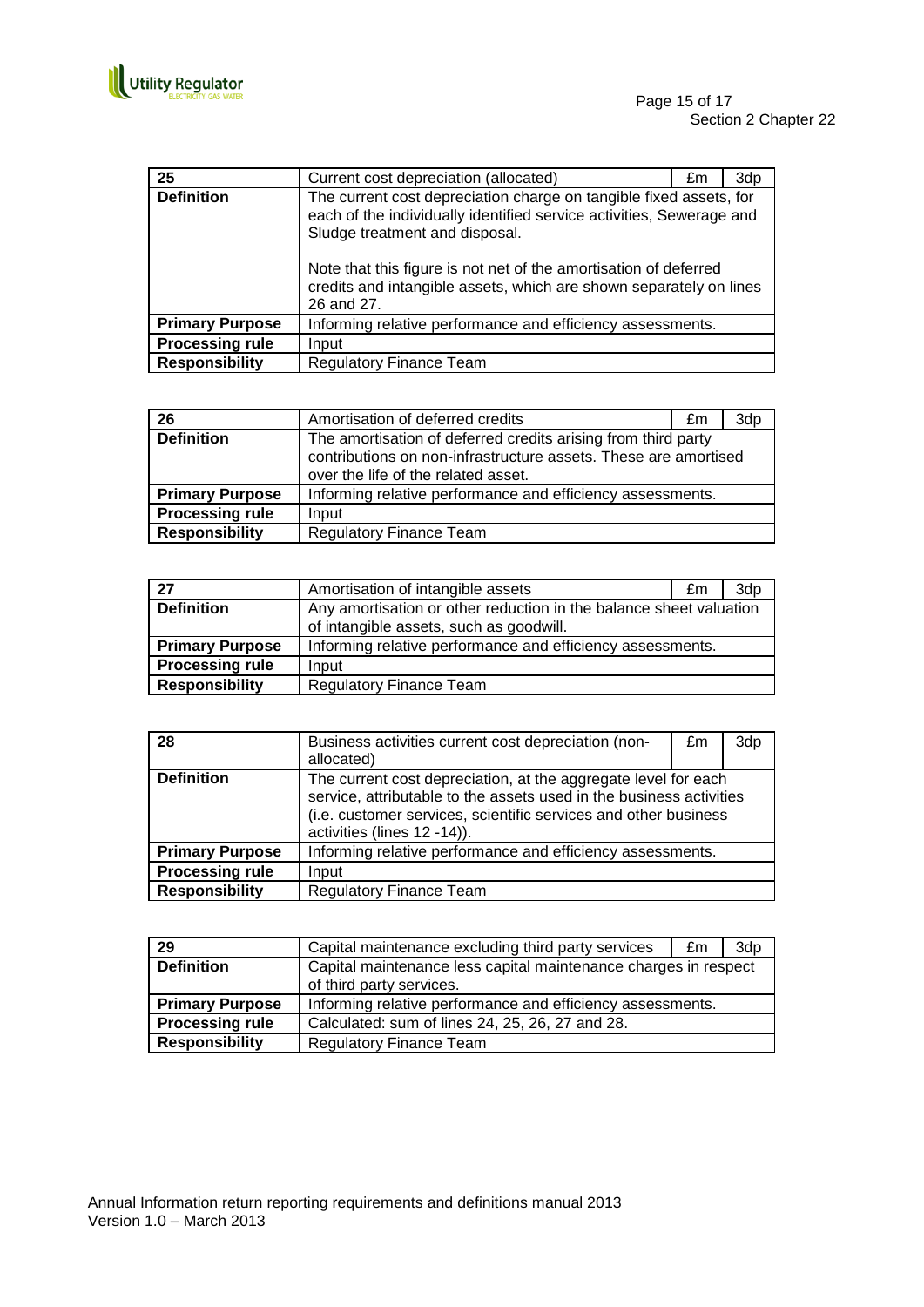| 25 | Current cost depreciation (allocated) | £m | 3dp |
|---|---|---|---|
| **Definition** | The current cost depreciation charge on tangible fixed assets, for each of the individually identified service activities, Sewerage and Sludge treatment and disposal.<br><br>Note that this figure is not net of the amortisation of deferred credits and intangible assets, which are shown separately on lines 26 and 27. | | |
| **Primary Purpose** | Informing relative performance and efficiency assessments. | | |
| **Processing rule** | Input | | |
| **Responsibility** | Regulatory Finance Team | | |

| 26 | Amortisation of deferred credits | £m | 3dp |
|---|---|---|---|
| **Definition** | The amortisation of deferred credits arising from third party contributions on non-infrastructure assets. These are amortised over the life of the related asset. | | |
| **Primary Purpose** | Informing relative performance and efficiency assessments. | | |
| **Processing rule** | Input | | |
| **Responsibility** | Regulatory Finance Team | | |

| 27 | Amortisation of intangible assets | £m | 3dp |
|---|---|---|---|
| **Definition** | Any amortisation or other reduction in the balance sheet valuation of intangible assets, such as goodwill. | | |
| **Primary Purpose** | Informing relative performance and efficiency assessments. | | |
| **Processing rule** | Input | | |
| **Responsibility** | Regulatory Finance Team | | |

| 28 | Business activities current cost depreciation (non-allocated) | £m | 3dp |
|---|---|---|---|
| **Definition** | The current cost depreciation, at the aggregate level for each service, attributable to the assets used in the business activities (i.e. customer services, scientific services and other business activities (lines 12 -14)). | | |
| **Primary Purpose** | Informing relative performance and efficiency assessments. | | |
| **Processing rule** | Input | | |
| **Responsibility** | Regulatory Finance Team | | |

| 29 | Capital maintenance excluding third party services | £m | 3dp |
|---|---|---|---|
| **Definition** | Capital maintenance less capital maintenance charges in respect of third party services. | | |
| **Primary Purpose** | Informing relative performance and efficiency assessments. | | |
| **Processing rule** | Calculated: sum of lines 24, 25, 26, 27 and 28. | | |
| **Responsibility** | Regulatory Finance Team | | |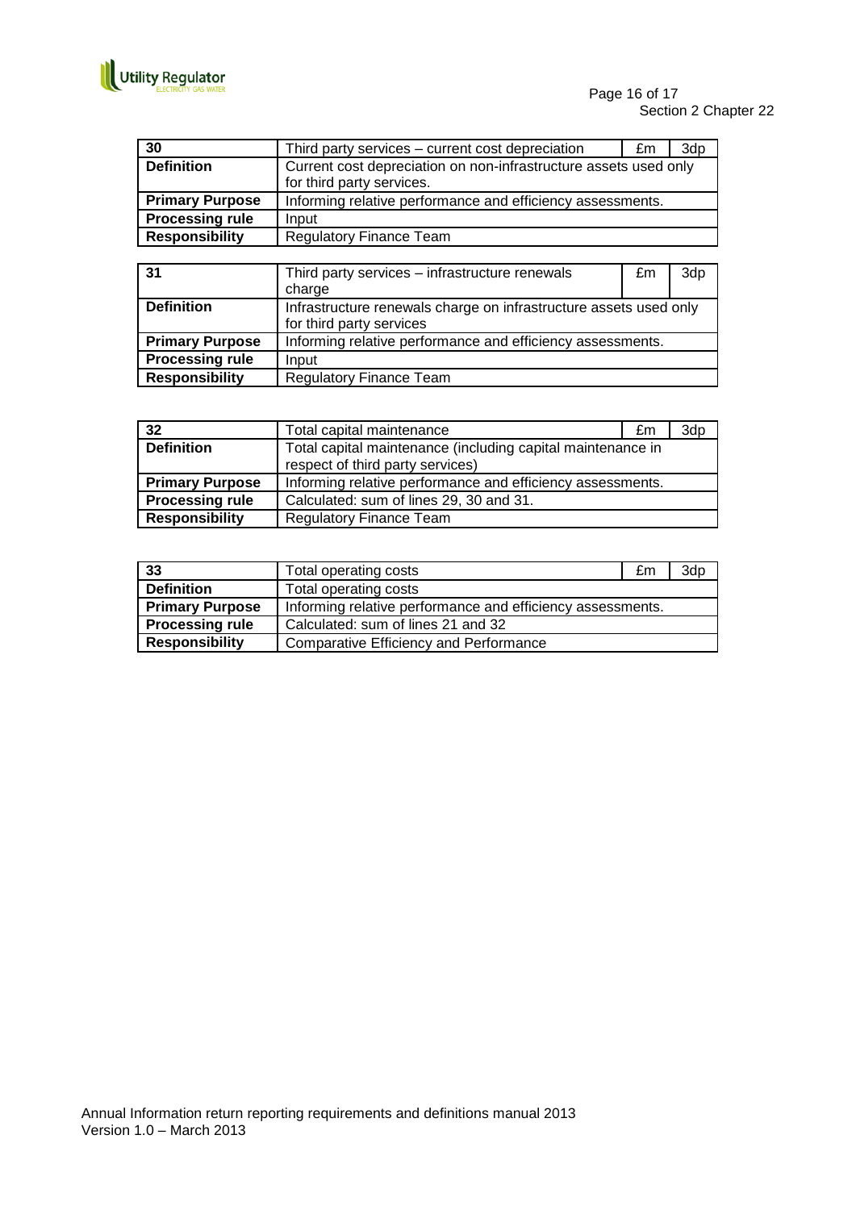| 30 | Third party services – current cost depreciation | £m | 3dp |
|---|---|---|---|
| **Definition** | Current cost depreciation on non-infrastructure assets used only for third party services. | | |
| **Primary Purpose** | Informing relative performance and efficiency assessments. | | |
| **Processing rule** | Input | | |
| **Responsibility** | Regulatory Finance Team | | |

| 31 | Third party services – infrastructure renewals charge | £m | 3dp |
|---|---|---|---|
| **Definition** | Infrastructure renewals charge on infrastructure assets used only for third party services | | |
| **Primary Purpose** | Informing relative performance and efficiency assessments. | | |
| **Processing rule** | Input | | |
| **Responsibility** | Regulatory Finance Team | | |

| 32 | Total capital maintenance | £m | 3dp |
|---|---|---|---|
| **Definition** | Total capital maintenance (including capital maintenance in respect of third party services) | | |
| **Primary Purpose** | Informing relative performance and efficiency assessments. | | |
| **Processing rule** | Calculated: sum of lines 29, 30 and 31. | | |
| **Responsibility** | Regulatory Finance Team | | |

| 33 | Total operating costs | £m | 3dp |
|---|---|---|---|
| **Definition** | Total operating costs | | |
| **Primary Purpose** | Informing relative performance and efficiency assessments. | | |
| **Processing rule** | Calculated: sum of lines 21 and 32 | | |
| **Responsibility** | Comparative Efficiency and Performance | | |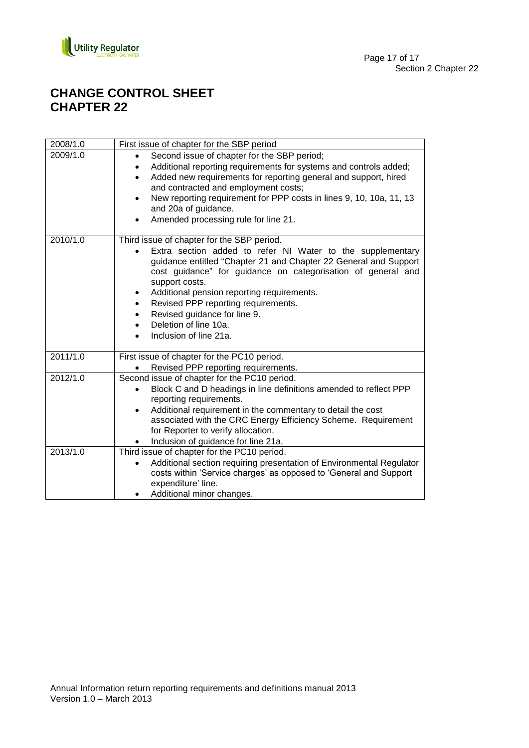# CHANGE CONTROL SHEET
# CHAPTER 22

| | |
|---|---|
| 2008/1.0 | First issue of chapter for the SBP period |
| 2009/1.0 | • Second issue of chapter for the SBP period;<br>• Additional reporting requirements for systems and controls added;<br>• Added new requirements for reporting general and support, hired and contracted and employment costs;<br>• New reporting requirement for PPP costs in lines 9, 10, 10a, 11, 13 and 20a of guidance.<br>• Amended processing rule for line 21. |
| 2010/1.0 | Third issue of chapter for the SBP period.<br>• Extra section added to refer NI Water to the supplementary guidance entitled "Chapter 21 and Chapter 22 General and Support cost guidance" for guidance on categorisation of general and support costs.<br>• Additional pension reporting requirements.<br>• Revised PPP reporting requirements.<br>• Revised guidance for line 9.<br>• Deletion of line 10a.<br>• Inclusion of line 21a. |
| 2011/1.0 | First issue of chapter for the PC10 period.<br>• Revised PPP reporting requirements. |
| 2012/1.0 | Second issue of chapter for the PC10 period.<br>• Block C and D headings in line definitions amended to reflect PPP reporting requirements.<br>• Additional requirement in the commentary to detail the cost associated with the CRC Energy Efficiency Scheme. Requirement for Reporter to verify allocation.<br>• Inclusion of guidance for line 21a. |
| 2013/1.0 | Third issue of chapter for the PC10 period.<br>• Additional section requiring presentation of Environmental Regulator costs within 'Service charges' as opposed to 'General and Support expenditure' line.<br>• Additional minor changes. |

Annual Information return reporting requirements and definitions manual 2013
Version 1.0 – March 2013